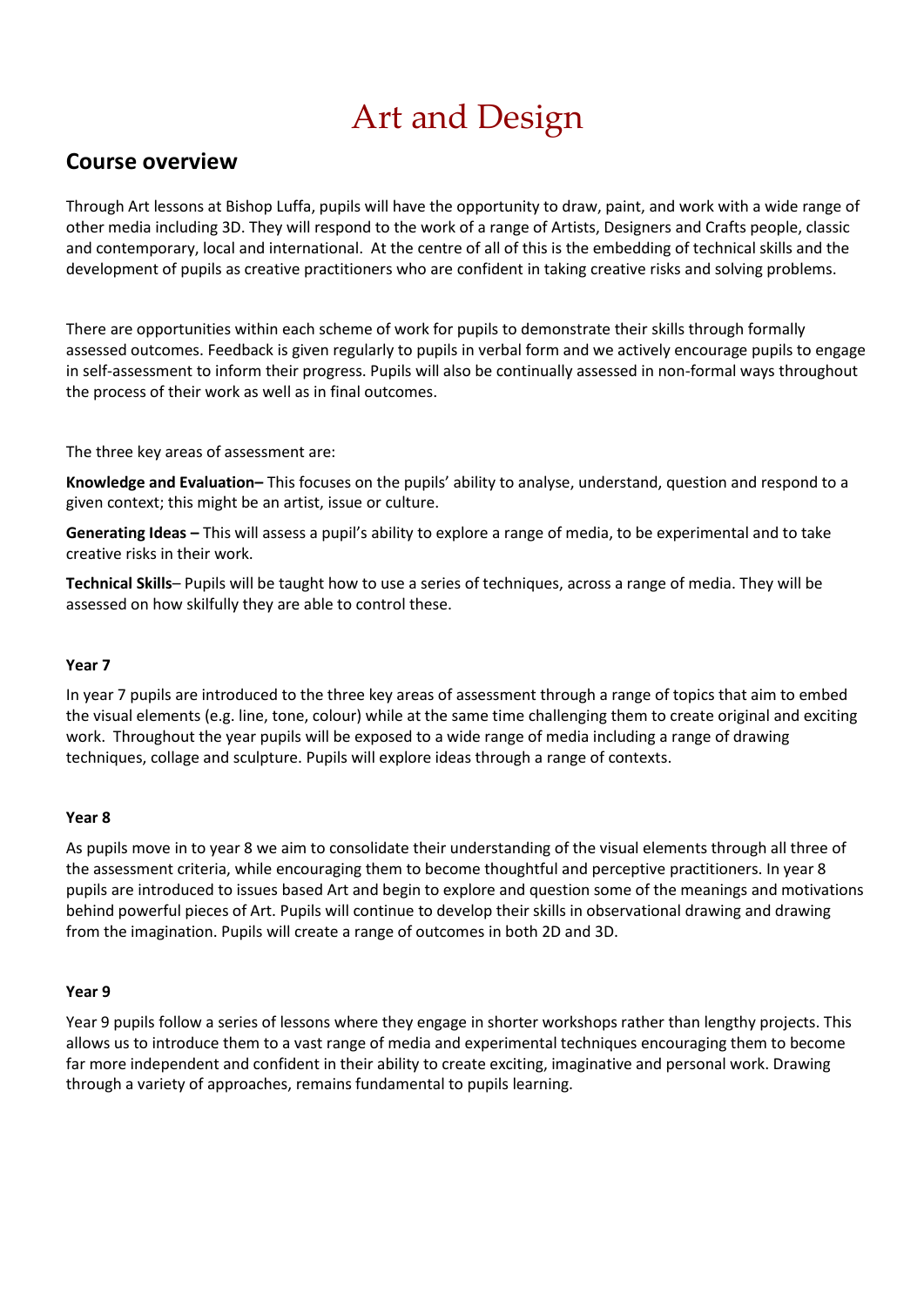# Art and Design

## Course overview

Through Art lessons at Bishop Luffa, pupils will have the opportunity to draw, paint, and work with a wide range of other media including 3D. They will respond to the work of a range of Artists, Designers and Crafts people, classic and contemporary, local and international. At the centre of all of this is the embedding of technical skills and the development of pupils as creative practitioners who are confident in taking creative risks and solving problems.

There are opportunities within each scheme of work for pupils to demonstrate their skills through formally assessed outcomes. Feedback is given regularly to pupils in verbal form and we actively encourage pupils to engage in self-assessment to inform their progress. Pupils will also be continually assessed in non-formal ways throughout the process of their work as well as in final outcomes.

The three key areas of assessment are:

**Knowledge and Evaluation–** This focuses on the pupils' ability to analyse, understand, question and respond to a given context; this might be an artist, issue or culture.

**Generating Ideas –** This will assess a pupil's ability to explore a range of media, to be experimental and to take creative risks in their work.

**Technical Skills**– Pupils will be taught how to use a series of techniques, across a range of media. They will be assessed on how skilfully they are able to control these.

#### Year 7

In year 7 pupils are introduced to the three key areas of assessment through a range of topics that aim to embed the visual elements (e.g. line, tone, colour) while at the same time challenging them to create original and exciting work. Throughout the year pupils will be exposed to a wide range of media including a range of drawing techniques, collage and sculpture. Pupils will explore ideas through a range of contexts.

#### Year 8

As pupils move in to year 8 we aim to consolidate their understanding of the visual elements through all three of the assessment criteria, while encouraging them to become thoughtful and perceptive practitioners. In year 8 pupils are introduced to issues based Art and begin to explore and question some of the meanings and motivations behind powerful pieces of Art. Pupils will continue to develop their skills in observational drawing and drawing from the imagination. Pupils will create a range of outcomes in both 2D and 3D.

#### Year 9

Year 9 pupils follow a series of lessons where they engage in shorter workshops rather than lengthy projects. This allows us to introduce them to a vast range of media and experimental techniques encouraging them to become far more independent and confident in their ability to create exciting, imaginative and personal work. Drawing through a variety of approaches, remains fundamental to pupils learning.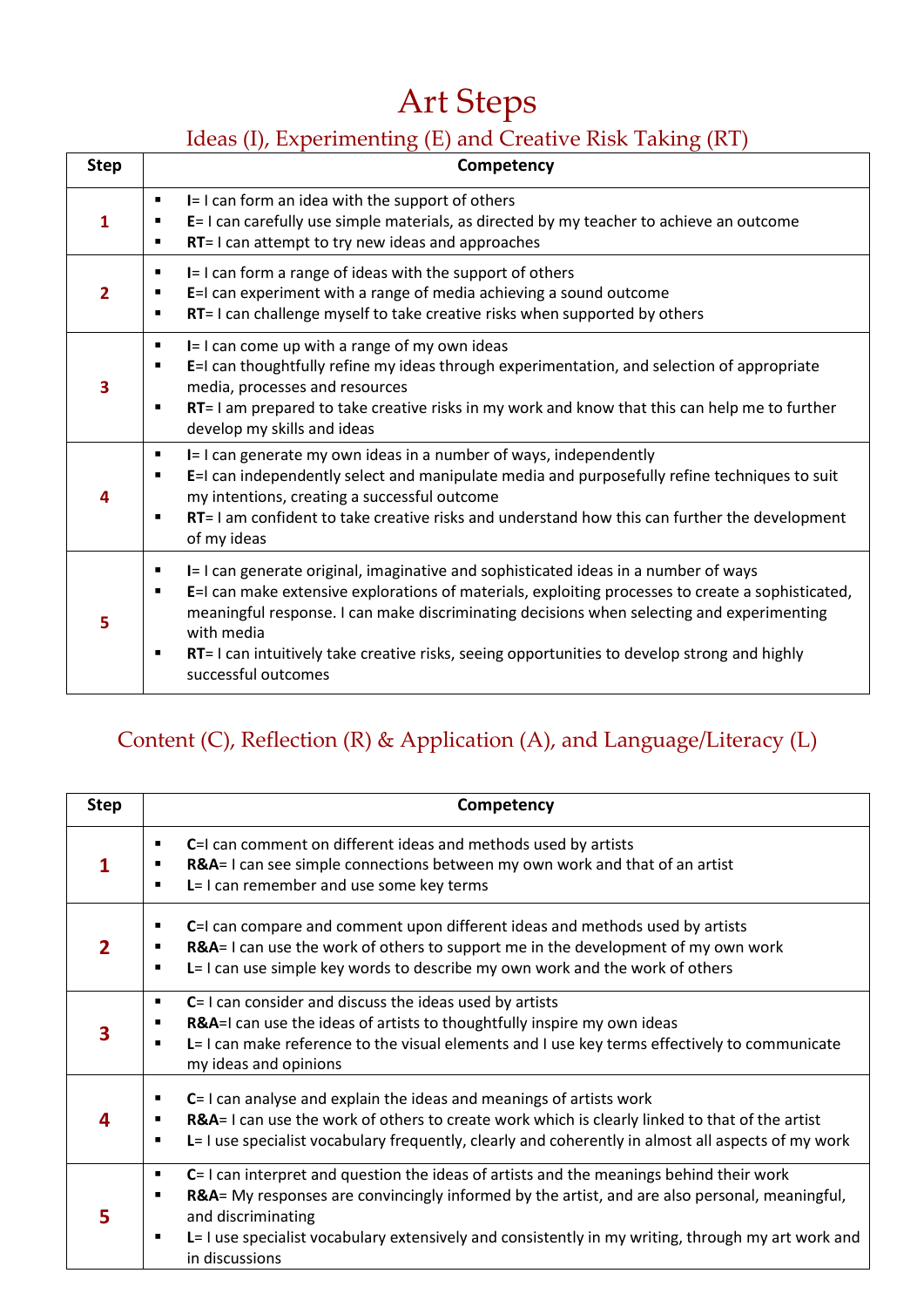# Art Steps

## Ideas (I), Experimenting (E) and Creative Risk Taking (RT)

| Step | Competency |
|---|---|
| **1** | ▪ **I**= I can form an idea with the support of others<br>▪ **E**= I can carefully use simple materials, as directed by my teacher to achieve an outcome<br>▪ **RT**= I can attempt to try new ideas and approaches |
| **2** | ▪ **I**= I can form a range of ideas with the support of others<br>▪ **E**=I can experiment with a range of media achieving a sound outcome<br>▪ **RT**= I can challenge myself to take creative risks when supported by others |
| **3** | ▪ **I**= I can come up with a range of my own ideas<br>▪ **E**=I can thoughtfully refine my ideas through experimentation, and selection of appropriate media, processes and resources<br>▪ **RT**= I am prepared to take creative risks in my work and know that this can help me to further develop my skills and ideas |
| **4** | ▪ **I**= I can generate my own ideas in a number of ways, independently<br>▪ **E**=I can independently select and manipulate media and purposefully refine techniques to suit my intentions, creating a successful outcome<br>▪ **RT**= I am confident to take creative risks and understand how this can further the development of my ideas |
| **5** | ▪ **I**= I can generate original, imaginative and sophisticated ideas in a number of ways<br>▪ **E**=I can make extensive explorations of materials, exploiting processes to create a sophisticated, meaningful response. I can make discriminating decisions when selecting and experimenting with media<br>▪ **RT**= I can intuitively take creative risks, seeing opportunities to develop strong and highly successful outcomes |

## Content (C), Reflection (R) & Application (A), and Language/Literacy (L)

| Step | Competency |
|---|---|
| **1** | ▪ **C**=I can comment on different ideas and methods used by artists<br>▪ **R&A**= I can see simple connections between my own work and that of an artist<br>▪ **L**= I can remember and use some key terms |
| **2** | ▪ **C**=I can compare and comment upon different ideas and methods used by artists<br>▪ **R&A**= I can use the work of others to support me in the development of my own work<br>▪ **L**= I can use simple key words to describe my own work and the work of others |
| **3** | ▪ **C**= I can consider and discuss the ideas used by artists<br>▪ **R&A**=I can use the ideas of artists to thoughtfully inspire my own ideas<br>▪ **L**= I can make reference to the visual elements and I use key terms effectively to communicate my ideas and opinions |
| **4** | ▪ **C**= I can analyse and explain the ideas and meanings of artists work<br>▪ **R&A**= I can use the work of others to create work which is clearly linked to that of the artist<br>▪ **L**= I use specialist vocabulary frequently, clearly and coherently in almost all aspects of my work |
| **5** | ▪ **C**= I can interpret and question the ideas of artists and the meanings behind their work<br>▪ **R&A**= My responses are convincingly informed by the artist, and are also personal, meaningful, and discriminating<br>▪ **L**= I use specialist vocabulary extensively and consistently in my writing, through my art work and in discussions |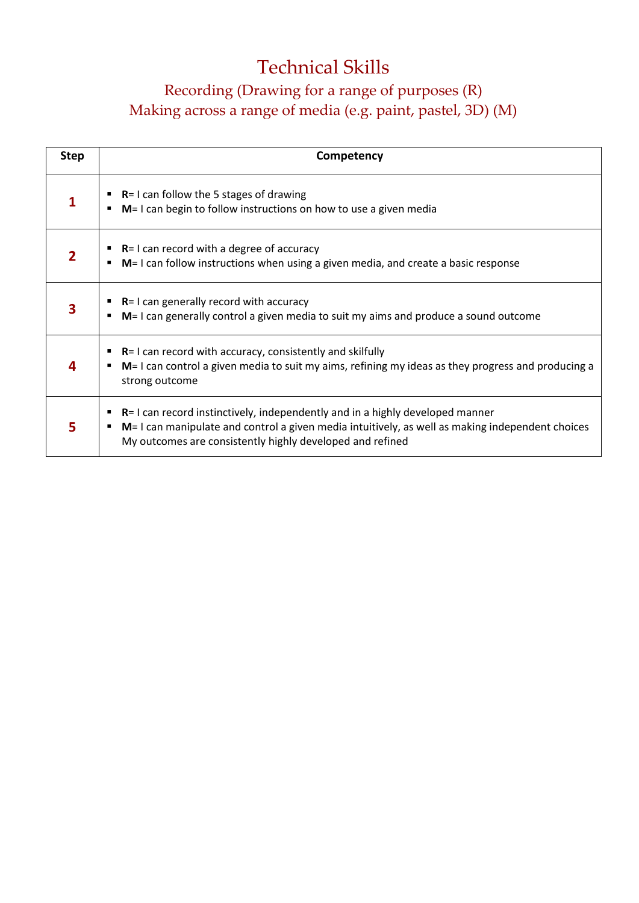# Technical Skills

## Recording (Drawing for a range of purposes (R)
## Making across a range of media (e.g. paint, pastel, 3D) (M)

| Step | Competency |
|---|---|
| **1** | ▪ **R**= I can follow the 5 stages of drawing<br>▪ **M**= I can begin to follow instructions on how to use a given media |
| **2** | ▪ **R**= I can record with a degree of accuracy<br>▪ **M**= I can follow instructions when using a given media, and create a basic response |
| **3** | ▪ **R**= I can generally record with accuracy<br>▪ **M**= I can generally control a given media to suit my aims and produce a sound outcome |
| **4** | ▪ **R**= I can record with accuracy, consistently and skilfully<br>▪ **M**= I can control a given media to suit my aims, refining my ideas as they progress and producing a strong outcome |
| **5** | ▪ **R**= I can record instinctively, independently and in a highly developed manner<br>▪ **M**= I can manipulate and control a given media intuitively, as well as making independent choices My outcomes are consistently highly developed and refined |